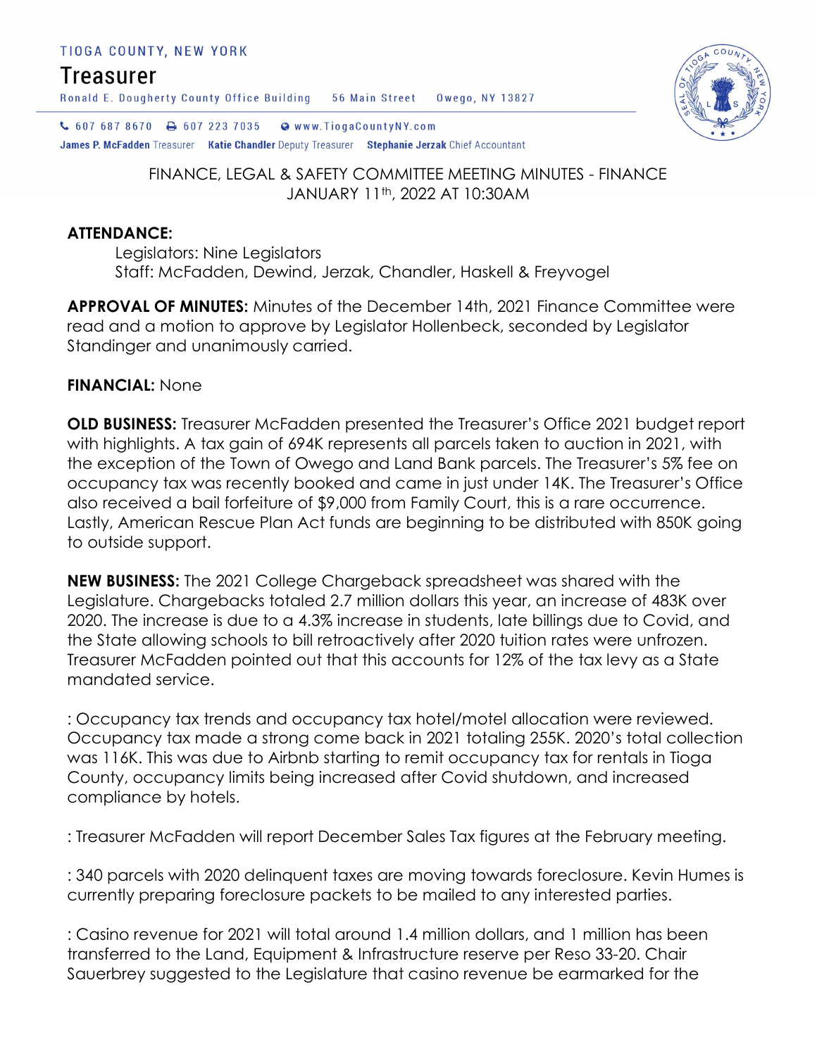TIOGA COUNTY, NEW YORK

# Treasurer

Ronald E. Dougherty County Office Building    56 Main Street    Owego, NY 13827

607 687 8670    607 223 7035    www.TiogaCountyNY.com

**James P. McFadden** Treasurer    **Katie Chandler** Deputy Treasurer    **Stephanie Jerzak** Chief Accountant

FINANCE, LEGAL & SAFETY COMMITTEE MEETING MINUTES - FINANCE
JANUARY 11th, 2022 AT 10:30AM

**ATTENDANCE:**

Legislators: Nine Legislators
Staff: McFadden, Dewind, Jerzak, Chandler, Haskell & Freyvogel

**APPROVAL OF MINUTES:** Minutes of the December 14th, 2021 Finance Committee were read and a motion to approve by Legislator Hollenbeck, seconded by Legislator Standinger and unanimously carried.

**FINANCIAL:** None

**OLD BUSINESS:** Treasurer McFadden presented the Treasurer's Office 2021 budget report with highlights. A tax gain of 694K represents all parcels taken to auction in 2021, with the exception of the Town of Owego and Land Bank parcels. The Treasurer's 5% fee on occupancy tax was recently booked and came in just under 14K. The Treasurer's Office also received a bail forfeiture of $9,000 from Family Court, this is a rare occurrence. Lastly, American Rescue Plan Act funds are beginning to be distributed with 850K going to outside support.

**NEW BUSINESS:** The 2021 College Chargeback spreadsheet was shared with the Legislature. Chargebacks totaled 2.7 million dollars this year, an increase of 483K over 2020. The increase is due to a 4.3% increase in students, late billings due to Covid, and the State allowing schools to bill retroactively after 2020 tuition rates were unfrozen. Treasurer McFadden pointed out that this accounts for 12% of the tax levy as a State mandated service.

: Occupancy tax trends and occupancy tax hotel/motel allocation were reviewed. Occupancy tax made a strong come back in 2021 totaling 255K. 2020's total collection was 116K. This was due to Airbnb starting to remit occupancy tax for rentals in Tioga County, occupancy limits being increased after Covid shutdown, and increased compliance by hotels.

: Treasurer McFadden will report December Sales Tax figures at the February meeting.

: 340 parcels with 2020 delinquent taxes are moving towards foreclosure. Kevin Humes is currently preparing foreclosure packets to be mailed to any interested parties.

: Casino revenue for 2021 will total around 1.4 million dollars, and 1 million has been transferred to the Land, Equipment & Infrastructure reserve per Reso 33-20. Chair Sauerbrey suggested to the Legislature that casino revenue be earmarked for the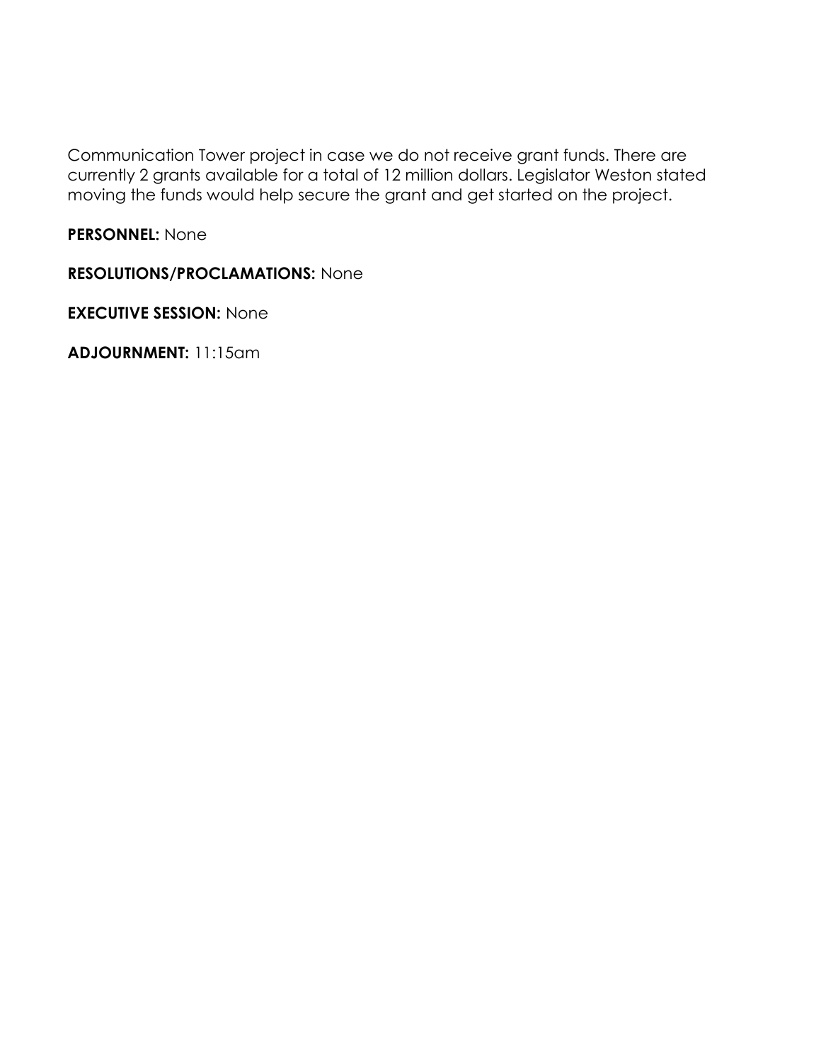Communication Tower project in case we do not receive grant funds. There are currently 2 grants available for a total of 12 million dollars. Legislator Weston stated moving the funds would help secure the grant and get started on the project.

**PERSONNEL:** None

**RESOLUTIONS/PROCLAMATIONS:** None

**EXECUTIVE SESSION:** None

**ADJOURNMENT:** 11:15am